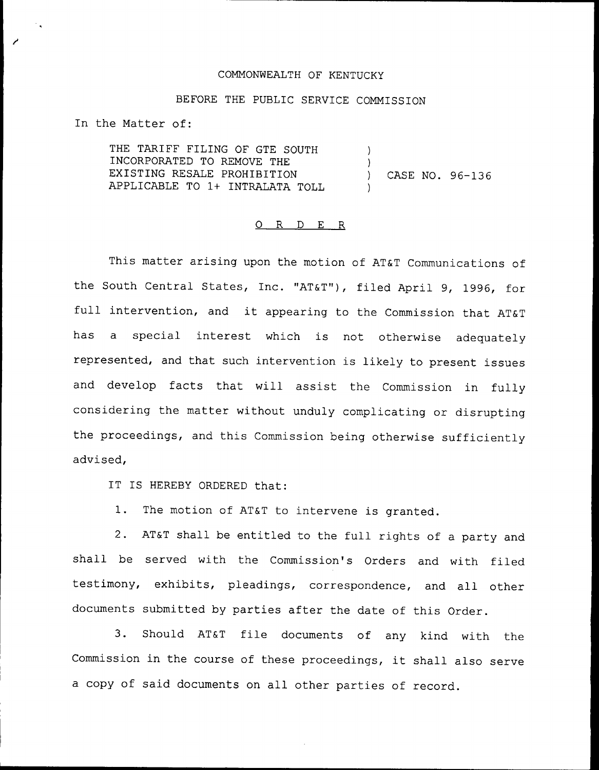COMMONWEALTH OF KENTUCKY

BEFORE THE PUBLIC SERVICE COMMISSION

In the Matter of:

| | | |
|---|---|---|
| THE TARIFF FILING OF GTE SOUTH INCORPORATED TO REMOVE THE EXISTING RESALE PROHIBITION APPLICABLE TO 1+ INTRALATA TOLL | ) ) ) ) | CASE NO. 96-136 |

O R D E R

This matter arising upon the motion of AT&T Communications of the South Central States, Inc. "AT&T"), filed April 9, 1996, for full intervention, and it appearing to the Commission that AT&T has a special interest which is not otherwise adequately represented, and that such intervention is likely to present issues and develop facts that will assist the Commission in fully considering the matter without unduly complicating or disrupting the proceedings, and this Commission being otherwise sufficiently advised,

IT IS HEREBY ORDERED that:

1. The motion of AT&T to intervene is granted.

2. AT&T shall be entitled to the full rights of a party and shall be served with the Commission's Orders and with filed testimony, exhibits, pleadings, correspondence, and all other documents submitted by parties after the date of this Order.

3. Should AT&T file documents of any kind with the Commission in the course of these proceedings, it shall also serve a copy of said documents on all other parties of record.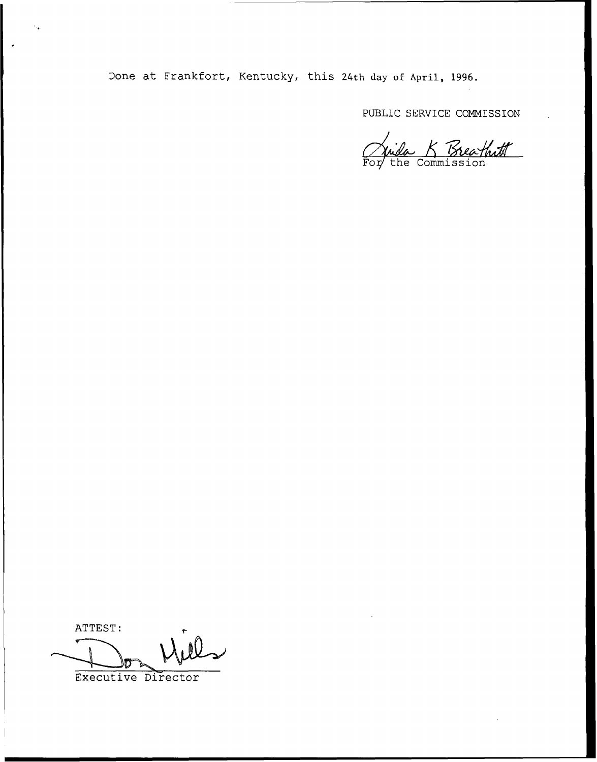Done at Frankfort, Kentucky, this 24th day of April, 1996.

PUBLIC SERVICE COMMISSION

For the Commission

ATTEST:

Executive Director